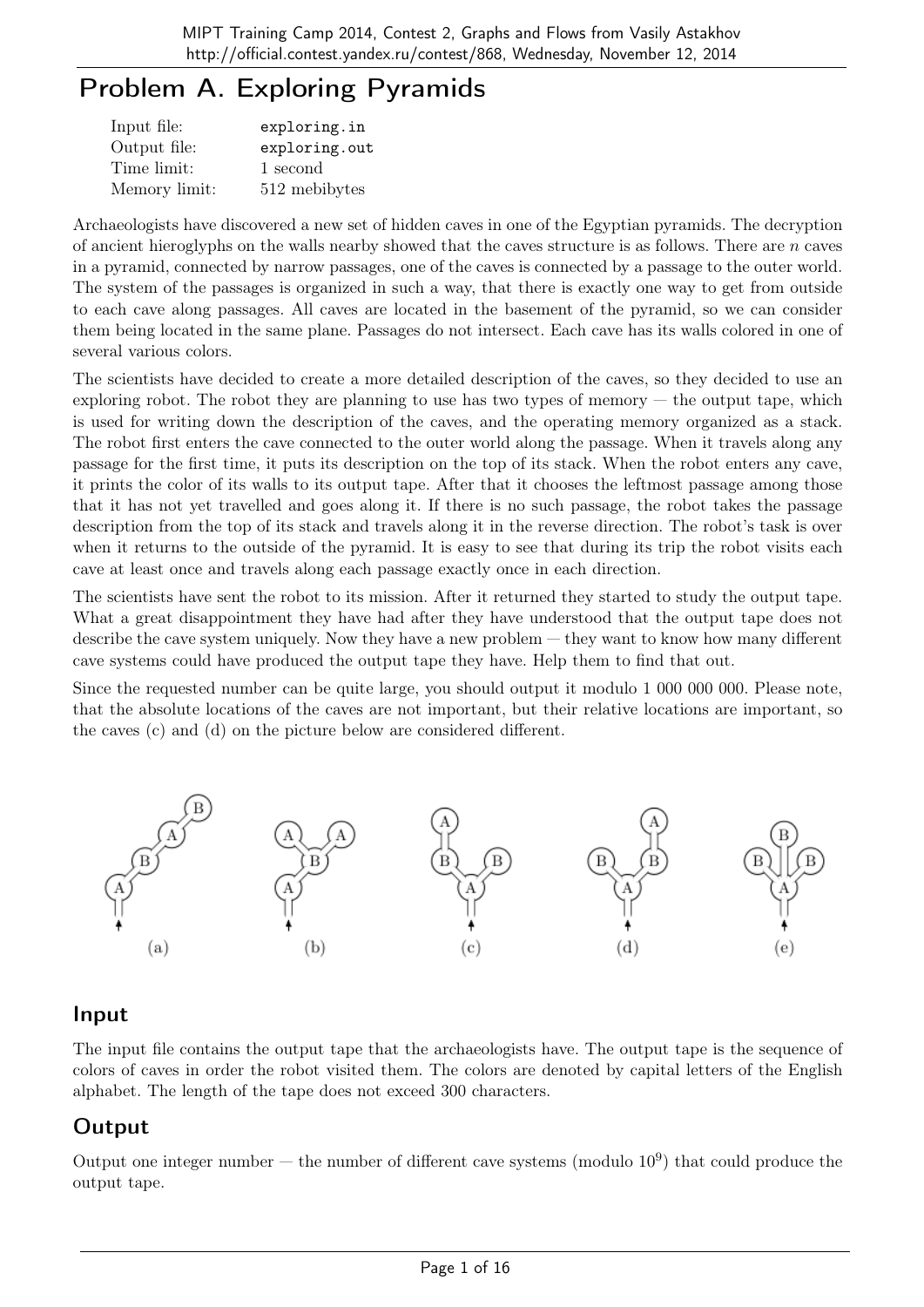# Problem A. Exploring Pyramids

| | |
|---|---|
| Input file: | exploring.in |
| Output file: | exploring.out |
| Time limit: | 1 second |
| Memory limit: | 512 mebibytes |

Archaeologists have discovered a new set of hidden caves in one of the Egyptian pyramids. The decryption of ancient hieroglyphs on the walls nearby showed that the caves structure is as follows. There are $n$ caves in a pyramid, connected by narrow passages, one of the caves is connected by a passage to the outer world. The system of the passages is organized in such a way, that there is exactly one way to get from outside to each cave along passages. All caves are located in the basement of the pyramid, so we can consider them being located in the same plane. Passages do not intersect. Each cave has its walls colored in one of several various colors.

The scientists have decided to create a more detailed description of the caves, so they decided to use an exploring robot. The robot they are planning to use has two types of memory — the output tape, which is used for writing down the description of the caves, and the operating memory organized as a stack. The robot first enters the cave connected to the outer world along the passage. When it travels along any passage for the first time, it puts its description on the top of its stack. When the robot enters any cave, it prints the color of its walls to its output tape. After that it chooses the leftmost passage among those that it has not yet travelled and goes along it. If there is no such passage, the robot takes the passage description from the top of its stack and travels along it in the reverse direction. The robot's task is over when it returns to the outside of the pyramid. It is easy to see that during its trip the robot visits each cave at least once and travels along each passage exactly once in each direction.

The scientists have sent the robot to its mission. After it returned they started to study the output tape. What a great disappointment they have had after they have understood that the output tape does not describe the cave system uniquely. Now they have a new problem — they want to know how many different cave systems could have produced the output tape they have. Help them to find that out.

Since the requested number can be quite large, you should output it modulo 1 000 000 000. Please note, that the absolute locations of the caves are not important, but their relative locations are important, so the caves (c) and (d) on the picture below are considered different.

(a) (b) (c) (d) (e)

## Input

The input file contains the output tape that the archaeologists have. The output tape is the sequence of colors of caves in order the robot visited them. The colors are denoted by capital letters of the English alphabet. The length of the tape does not exceed 300 characters.

## Output

Output one integer number — the number of different cave systems (modulo $10^9$) that could produce the output tape.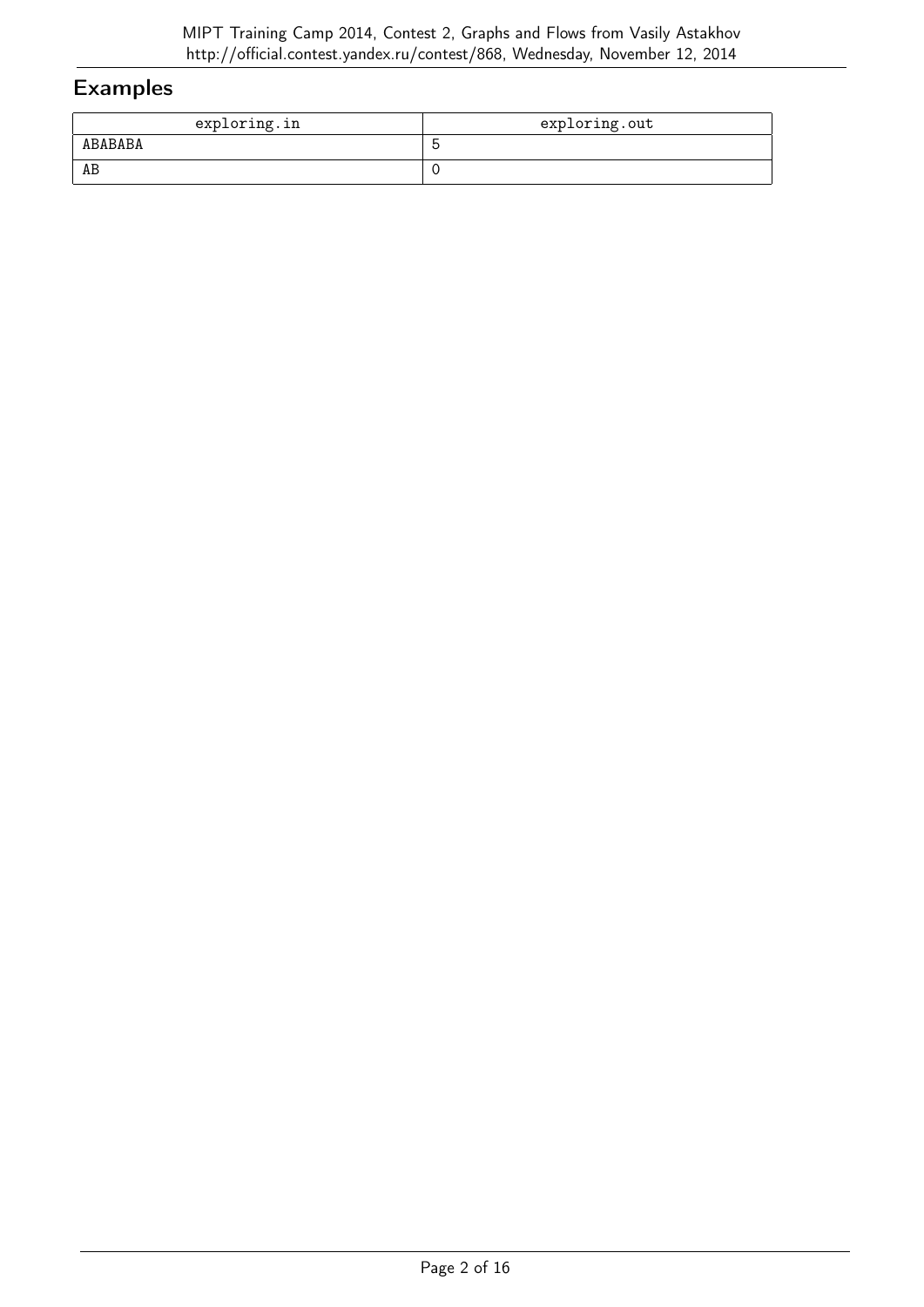## Examples

| exploring.in | exploring.out |
| --- | --- |
| ABABABA | 5 |
| AB | 0 |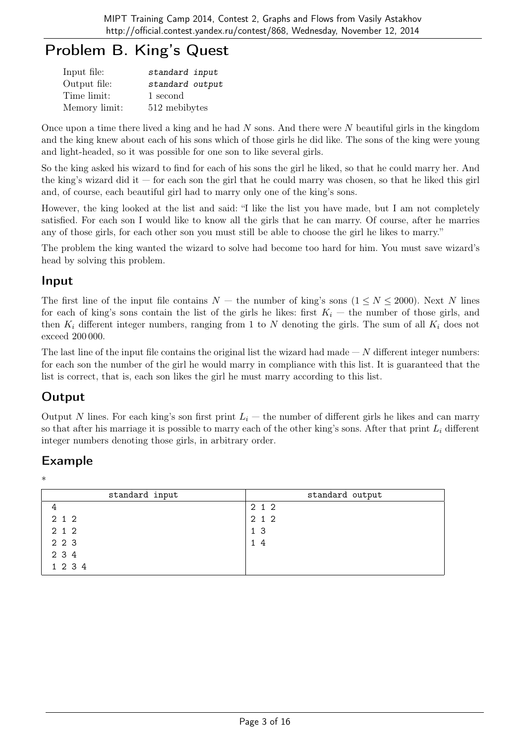# Problem B. King's Quest

| | |
|---|---|
| Input file: | *standard input* |
| Output file: | *standard output* |
| Time limit: | 1 second |
| Memory limit: | 512 mebibytes |

Once upon a time there lived a king and he had $N$ sons. And there were $N$ beautiful girls in the kingdom and the king knew about each of his sons which of those girls he did like. The sons of the king were young and light-headed, so it was possible for one son to like several girls.

So the king asked his wizard to find for each of his sons the girl he liked, so that he could marry her. And the king's wizard did it — for each son the girl that he could marry was chosen, so that he liked this girl and, of course, each beautiful girl had to marry only one of the king's sons.

However, the king looked at the list and said: "I like the list you have made, but I am not completely satisfied. For each son I would like to know all the girls that he can marry. Of course, after he marries any of those girls, for each other son you must still be able to choose the girl he likes to marry."

The problem the king wanted the wizard to solve had become too hard for him. You must save wizard's head by solving this problem.

## Input

The first line of the input file contains $N$ — the number of king's sons ($1 \le N \le 2000$). Next $N$ lines for each of king's sons contain the list of the girls he likes: first $K_i$ — the number of those girls, and then $K_i$ different integer numbers, ranging from 1 to $N$ denoting the girls. The sum of all $K_i$ does not exceed 200 000.

The last line of the input file contains the original list the wizard had made — $N$ different integer numbers: for each son the number of the girl he would marry in compliance with this list. It is guaranteed that the list is correct, that is, each son likes the girl he must marry according to this list.

## Output

Output $N$ lines. For each king's son first print $L_i$ — the number of different girls he likes and can marry so that after his marriage it is possible to marry each of the other king's sons. After that print $L_i$ different integer numbers denoting those girls, in arbitrary order.

## Example

*

| standard input | standard output |
|---|---|
| 4<br>2 1 2<br>2 1 2<br>2 2 3<br>2 3 4<br>1 2 3 4 | 2 1 2<br>2 1 2<br>1 3<br>1 4 |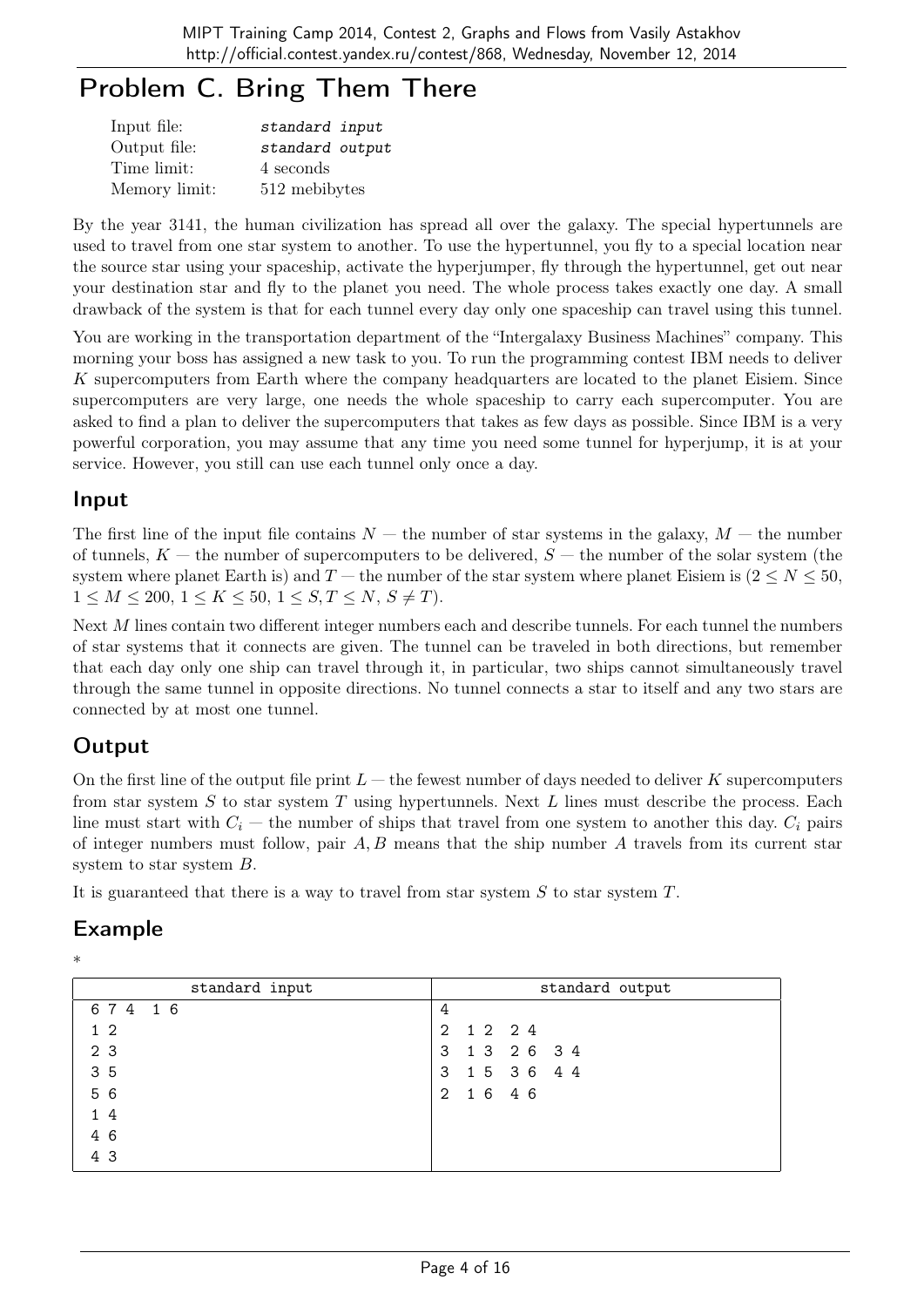# Problem C. Bring Them There

| | |
|---|---|
| Input file: | *standard input* |
| Output file: | *standard output* |
| Time limit: | 4 seconds |
| Memory limit: | 512 mebibytes |

By the year 3141, the human civilization has spread all over the galaxy. The special hypertunnels are used to travel from one star system to another. To use the hypertunnel, you fly to a special location near the source star using your spaceship, activate the hyperjumper, fly through the hypertunnel, get out near your destination star and fly to the planet you need. The whole process takes exactly one day. A small drawback of the system is that for each tunnel every day only one spaceship can travel using this tunnel.

You are working in the transportation department of the "Intergalaxy Business Machines" company. This morning your boss has assigned a new task to you. To run the programming contest IBM needs to deliver $K$ supercomputers from Earth where the company headquarters are located to the planet Eisiem. Since supercomputers are very large, one needs the whole spaceship to carry each supercomputer. You are asked to find a plan to deliver the supercomputers that takes as few days as possible. Since IBM is a very powerful corporation, you may assume that any time you need some tunnel for hyperjump, it is at your service. However, you still can use each tunnel only once a day.

## Input

The first line of the input file contains $N$ — the number of star systems in the galaxy, $M$ — the number of tunnels, $K$ — the number of supercomputers to be delivered, $S$ — the number of the solar system (the system where planet Earth is) and $T$ — the number of the star system where planet Eisiem is ($2 \le N \le 50$, $1 \le M \le 200$, $1 \le K \le 50$, $1 \le S, T \le N$, $S \ne T$).

Next $M$ lines contain two different integer numbers each and describe tunnels. For each tunnel the numbers of star systems that it connects are given. The tunnel can be traveled in both directions, but remember that each day only one ship can travel through it, in particular, two ships cannot simultaneously travel through the same tunnel in opposite directions. No tunnel connects a star to itself and any two stars are connected by at most one tunnel.

## Output

On the first line of the output file print $L$ — the fewest number of days needed to deliver $K$ supercomputers from star system $S$ to star system $T$ using hypertunnels. Next $L$ lines must describe the process. Each line must start with $C_i$ — the number of ships that travel from one system to another this day. $C_i$ pairs of integer numbers must follow, pair $A, B$ means that the ship number $A$ travels from its current star system to star system $B$.

It is guaranteed that there is a way to travel from star system $S$ to star system $T$.

## Example

*

| standard input | standard output |
|---|---|
| 6 7 4 1 6<br>1 2<br>2 3<br>3 5<br>5 6<br>1 4<br>4 6<br>4 3 | 4<br>2 1 2 2 4<br>3 1 3 2 6 3 4<br>3 1 5 3 6 4 4<br>2 1 6 4 6 |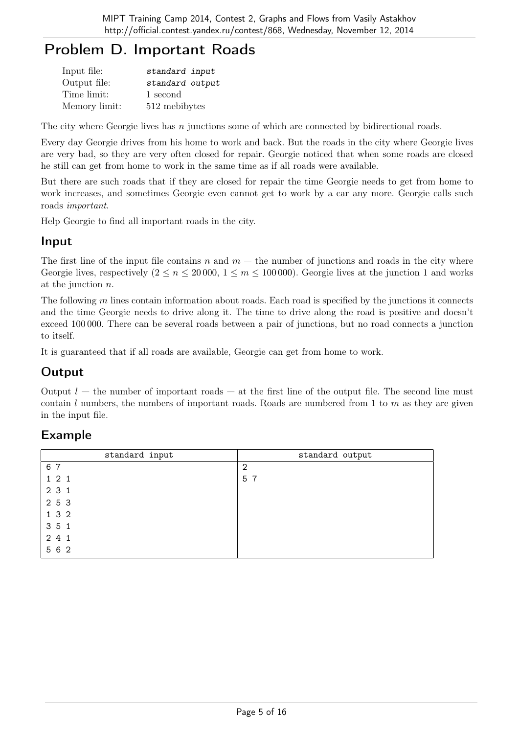# Problem D. Important Roads

| | |
|---|---|
| Input file: | *standard input* |
| Output file: | *standard output* |
| Time limit: | 1 second |
| Memory limit: | 512 mebibytes |

The city where Georgie lives has $n$ junctions some of which are connected by bidirectional roads.

Every day Georgie drives from his home to work and back. But the roads in the city where Georgie lives are very bad, so they are very often closed for repair. Georgie noticed that when some roads are closed he still can get from home to work in the same time as if all roads were available.

But there are such roads that if they are closed for repair the time Georgie needs to get from home to work increases, and sometimes Georgie even cannot get to work by a car any more. Georgie calls such roads *important*.

Help Georgie to find all important roads in the city.

## Input

The first line of the input file contains $n$ and $m$ — the number of junctions and roads in the city where Georgie lives, respectively ($2 \le n \le 20\,000$, $1 \le m \le 100\,000$). Georgie lives at the junction 1 and works at the junction $n$.

The following $m$ lines contain information about roads. Each road is specified by the junctions it connects and the time Georgie needs to drive along it. The time to drive along the road is positive and doesn't exceed 100 000. There can be several roads between a pair of junctions, but no road connects a junction to itself.

It is guaranteed that if all roads are available, Georgie can get from home to work.

## Output

Output $l$ — the number of important roads — at the first line of the output file. The second line must contain $l$ numbers, the numbers of important roads. Roads are numbered from 1 to $m$ as they are given in the input file.

## Example

| standard input | standard output |
|---|---|
| 6 7<br>1 2 1<br>2 3 1<br>2 5 3<br>1 3 2<br>3 5 1<br>2 4 1<br>5 6 2 | 2<br>5 7 |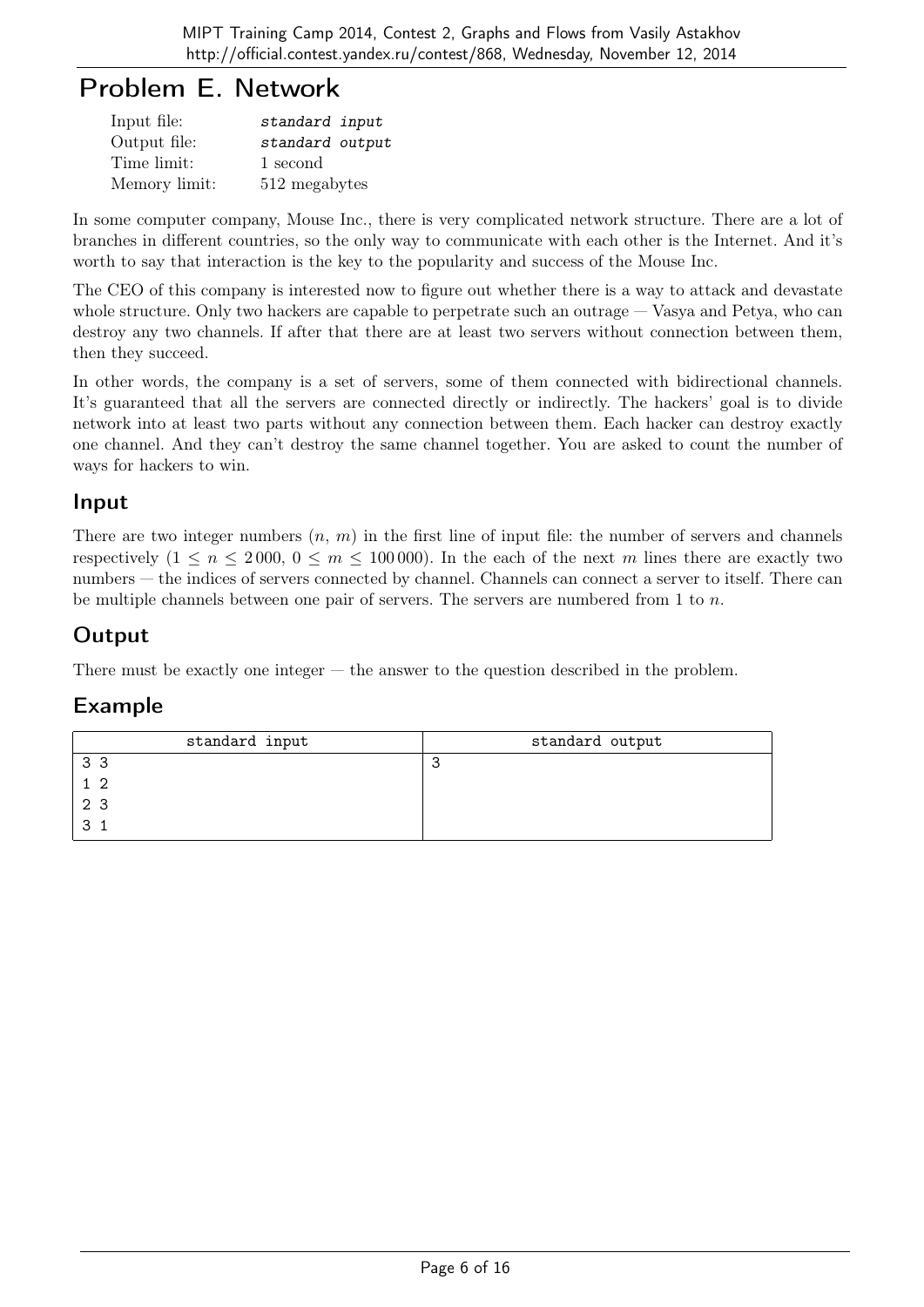# Problem E. Network

| | |
|---|---|
| Input file: | *standard input* |
| Output file: | *standard output* |
| Time limit: | 1 second |
| Memory limit: | 512 megabytes |

In some computer company, Mouse Inc., there is very complicated network structure. There are a lot of branches in different countries, so the only way to communicate with each other is the Internet. And it's worth to say that interaction is the key to the popularity and success of the Mouse Inc.

The CEO of this company is interested now to figure out whether there is a way to attack and devastate whole structure. Only two hackers are capable to perpetrate such an outrage — Vasya and Petya, who can destroy any two channels. If after that there are at least two servers without connection between them, then they succeed.

In other words, the company is a set of servers, some of them connected with bidirectional channels. It's guaranteed that all the servers are connected directly or indirectly. The hackers' goal is to divide network into at least two parts without any connection between them. Each hacker can destroy exactly one channel. And they can't destroy the same channel together. You are asked to count the number of ways for hackers to win.

## Input

There are two integer numbers $(n, m)$ in the first line of input file: the number of servers and channels respectively $(1 \leq n \leq 2\,000,\ 0 \leq m \leq 100\,000)$. In the each of the next $m$ lines there are exactly two numbers — the indices of servers connected by channel. Channels can connect a server to itself. There can be multiple channels between one pair of servers. The servers are numbered from 1 to $n$.

## Output

There must be exactly one integer — the answer to the question described in the problem.

## Example

| standard input | standard output |
|---|---|
| 3 3<br>1 2<br>2 3<br>3 1 | 3 |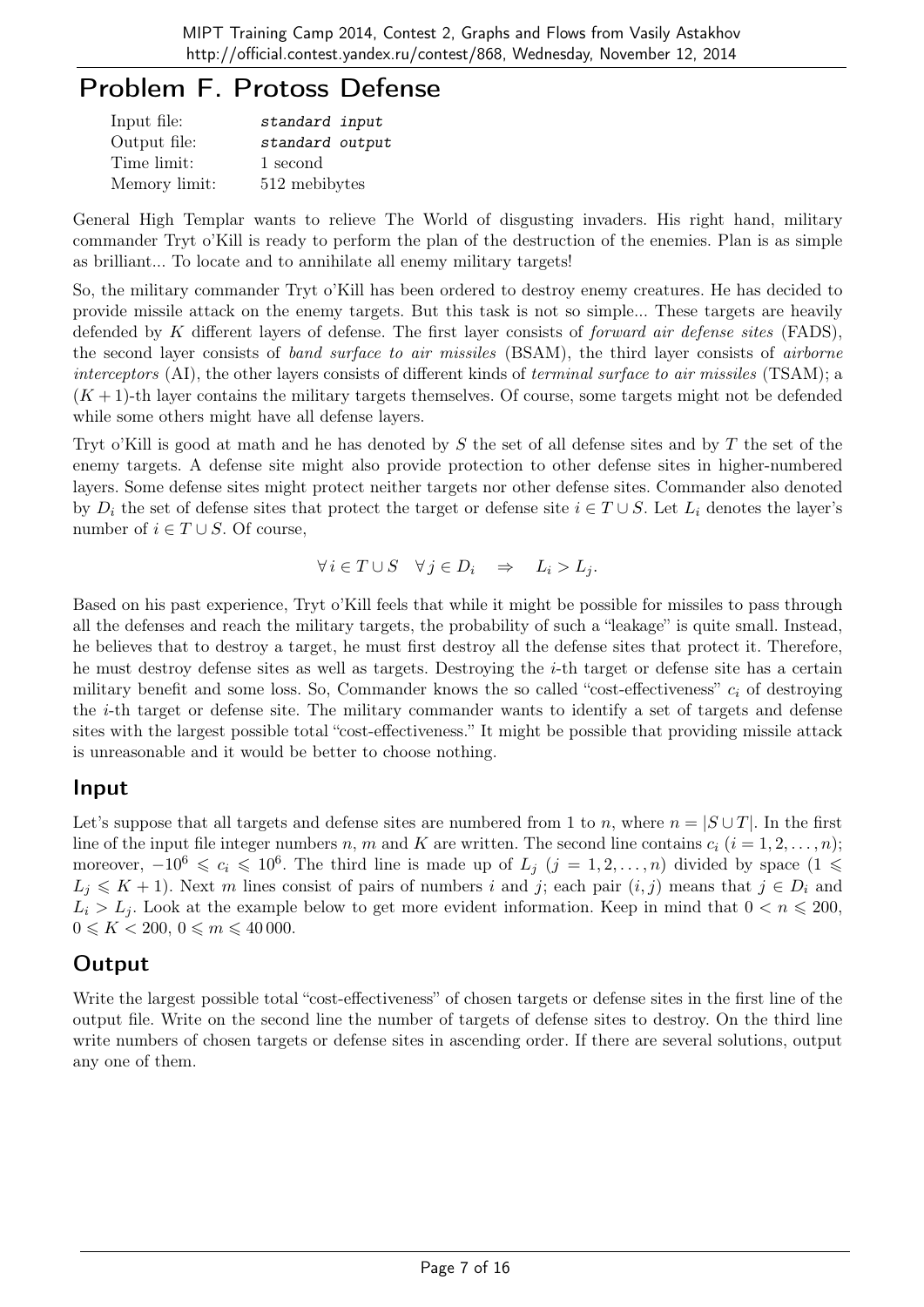# Problem F. Protoss Defense

| | |
|---|---|
| Input file: | *standard input* |
| Output file: | *standard output* |
| Time limit: | 1 second |
| Memory limit: | 512 mebibytes |

General High Templar wants to relieve The World of disgusting invaders. His right hand, military commander Tryt o'Kill is ready to perform the plan of the destruction of the enemies. Plan is as simple as brilliant... To locate and to annihilate all enemy military targets!

So, the military commander Tryt o'Kill has been ordered to destroy enemy creatures. He has decided to provide missile attack on the enemy targets. But this task is not so simple... These targets are heavily defended by $K$ different layers of defense. The first layer consists of *forward air defense sites* (FADS), the second layer consists of *band surface to air missiles* (BSAM), the third layer consists of *airborne interceptors* (AI), the other layers consists of different kinds of *terminal surface to air missiles* (TSAM); a $(K+1)$-th layer contains the military targets themselves. Of course, some targets might not be defended while some others might have all defense layers.

Tryt o'Kill is good at math and he has denoted by $S$ the set of all defense sites and by $T$ the set of the enemy targets. A defense site might also provide protection to other defense sites in higher-numbered layers. Some defense sites might protect neither targets nor other defense sites. Commander also denoted by $D_i$ the set of defense sites that protect the target or defense site $i \in T \cup S$. Let $L_i$ denotes the layer's number of $i \in T \cup S$. Of course,

$$\forall\, i \in T \cup S \quad \forall\, j \in D_i \quad \Rightarrow \quad L_i > L_j.$$

Based on his past experience, Tryt o'Kill feels that while it might be possible for missiles to pass through all the defenses and reach the military targets, the probability of such a "leakage" is quite small. Instead, he believes that to destroy a target, he must first destroy all the defense sites that protect it. Therefore, he must destroy defense sites as well as targets. Destroying the $i$-th target or defense site has a certain military benefit and some loss. So, Commander knows the so called "cost-effectiveness" $c_i$ of destroying the $i$-th target or defense site. The military commander wants to identify a set of targets and defense sites with the largest possible total "cost-effectiveness." It might be possible that providing missile attack is unreasonable and it would be better to choose nothing.

## Input

Let's suppose that all targets and defense sites are numbered from 1 to $n$, where $n = |S \cup T|$. In the first line of the input file integer numbers $n$, $m$ and $K$ are written. The second line contains $c_i$ $(i = 1, 2, \ldots, n)$; moreover, $-10^6 \leqslant c_i \leqslant 10^6$. The third line is made up of $L_j$ $(j = 1, 2, \ldots, n)$ divided by space $(1 \leqslant L_j \leqslant K+1)$. Next $m$ lines consist of pairs of numbers $i$ and $j$; each pair $(i, j)$ means that $j \in D_i$ and $L_i > L_j$. Look at the example below to get more evident information. Keep in mind that $0 < n \leqslant 200$, $0 \leqslant K < 200$, $0 \leqslant m \leqslant 40\,000$.

## Output

Write the largest possible total "cost-effectiveness" of chosen targets or defense sites in the first line of the output file. Write on the second line the number of targets of defense sites to destroy. On the third line write numbers of chosen targets or defense sites in ascending order. If there are several solutions, output any one of them.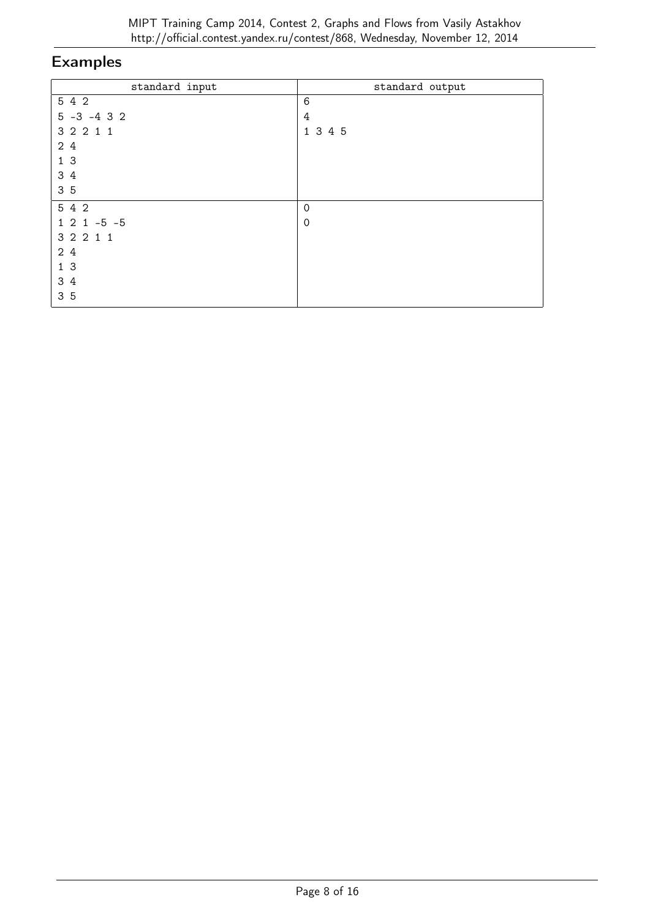## Examples

| standard input | standard output |
|---|---|
| 5 4 2<br>5 -3 -4 3 2<br>3 2 2 1 1<br>2 4<br>1 3<br>3 4<br>3 5 | 6<br>4<br>1 3 4 5 |
| 5 4 2<br>1 2 1 -5 -5<br>3 2 2 1 1<br>2 4<br>1 3<br>3 4<br>3 5 | 0<br>0 |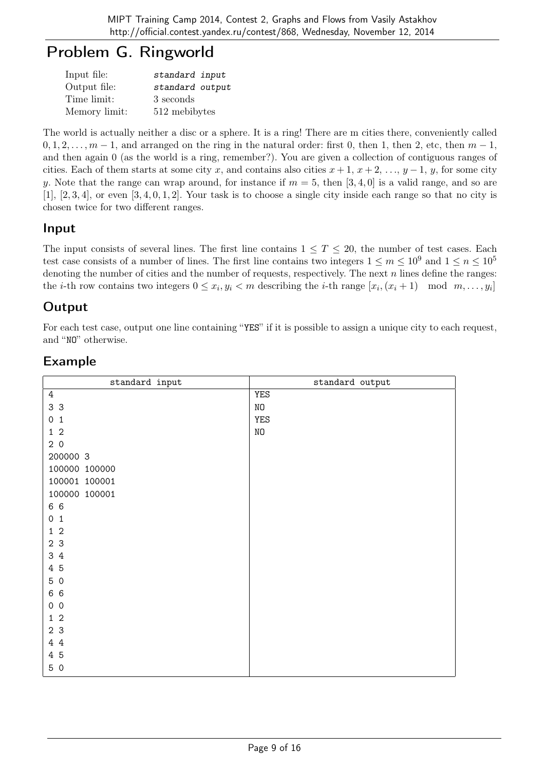# Problem G. Ringworld

| | |
|---|---|
| Input file: | *standard input* |
| Output file: | *standard output* |
| Time limit: | 3 seconds |
| Memory limit: | 512 mebibytes |

The world is actually neither a disc or a sphere. It is a ring! There are m cities there, conveniently called $0, 1, 2, \ldots, m-1$, and arranged on the ring in the natural order: first 0, then 1, then 2, etc, then $m-1$, and then again 0 (as the world is a ring, remember?). You are given a collection of contiguous ranges of cities. Each of them starts at some city $x$, and contains also cities $x+1$, $x+2$, ..., $y-1$, $y$, for some city $y$. Note that the range can wrap around, for instance if $m = 5$, then $[3, 4, 0]$ is a valid range, and so are $[1]$, $[2, 3, 4]$, or even $[3, 4, 0, 1, 2]$. Your task is to choose a single city inside each range so that no city is chosen twice for two different ranges.

## Input

The input consists of several lines. The first line contains $1 \le T \le 20$, the number of test cases. Each test case consists of a number of lines. The first line contains two integers $1 \le m \le 10^9$ and $1 \le n \le 10^5$ denoting the number of cities and the number of requests, respectively. The next $n$ lines define the ranges: the $i$-th row contains two integers $0 \le x_i, y_i < m$ describing the $i$-th range $[x_i, (x_i + 1) \mod m, \ldots, y_i]$

## Output

For each test case, output one line containing "YES" if it is possible to assign a unique city to each request, and "NO" otherwise.

## Example

| standard input | standard output |
|---|---|
| 4<br>3 3<br>0 1<br>1 2<br>2 0<br>200000 3<br>100000 100000<br>100001 100001<br>100000 100001<br>6 6<br>0 1<br>1 2<br>2 3<br>3 4<br>4 5<br>5 0<br>6 6<br>0 0<br>1 2<br>2 3<br>4 4<br>4 5<br>5 0 | YES<br>NO<br>YES<br>NO |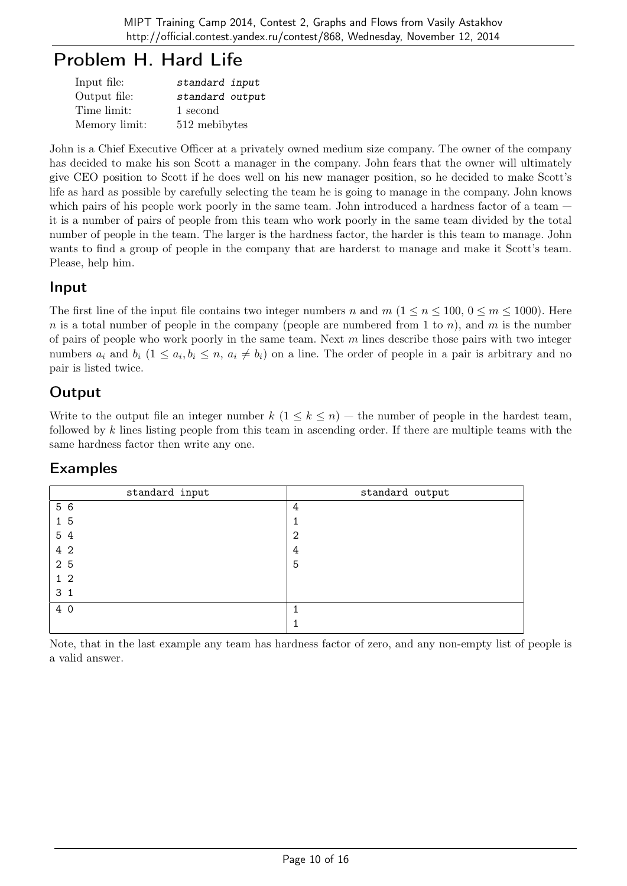# Problem H. Hard Life

| | |
|---|---|
| Input file: | *standard input* |
| Output file: | *standard output* |
| Time limit: | 1 second |
| Memory limit: | 512 mebibytes |

John is a Chief Executive Officer at a privately owned medium size company. The owner of the company has decided to make his son Scott a manager in the company. John fears that the owner will ultimately give CEO position to Scott if he does well on his new manager position, so he decided to make Scott's life as hard as possible by carefully selecting the team he is going to manage in the company. John knows which pairs of his people work poorly in the same team. John introduced a hardness factor of a team — it is a number of pairs of people from this team who work poorly in the same team divided by the total number of people in the team. The larger is the hardness factor, the harder is this team to manage. John wants to find a group of people in the company that are harderst to manage and make it Scott's team. Please, help him.

## Input

The first line of the input file contains two integer numbers $n$ and $m$ ($1 \le n \le 100$, $0 \le m \le 1000$). Here $n$ is a total number of people in the company (people are numbered from 1 to $n$), and $m$ is the number of pairs of people who work poorly in the same team. Next $m$ lines describe those pairs with two integer numbers $a_i$ and $b_i$ ($1 \le a_i, b_i \le n$, $a_i \ne b_i$) on a line. The order of people in a pair is arbitrary and no pair is listed twice.

## Output

Write to the output file an integer number $k$ ($1 \le k \le n$) — the number of people in the hardest team, followed by $k$ lines listing people from this team in ascending order. If there are multiple teams with the same hardness factor then write any one.

## Examples

| standard input | standard output |
|---|---|
| 5 6<br>1 5<br>5 4<br>4 2<br>2 5<br>1 2<br>3 1 | 4<br>1<br>2<br>4<br>5 |
| 4 0 | 1<br>1 |

Note, that in the last example any team has hardness factor of zero, and any non-empty list of people is a valid answer.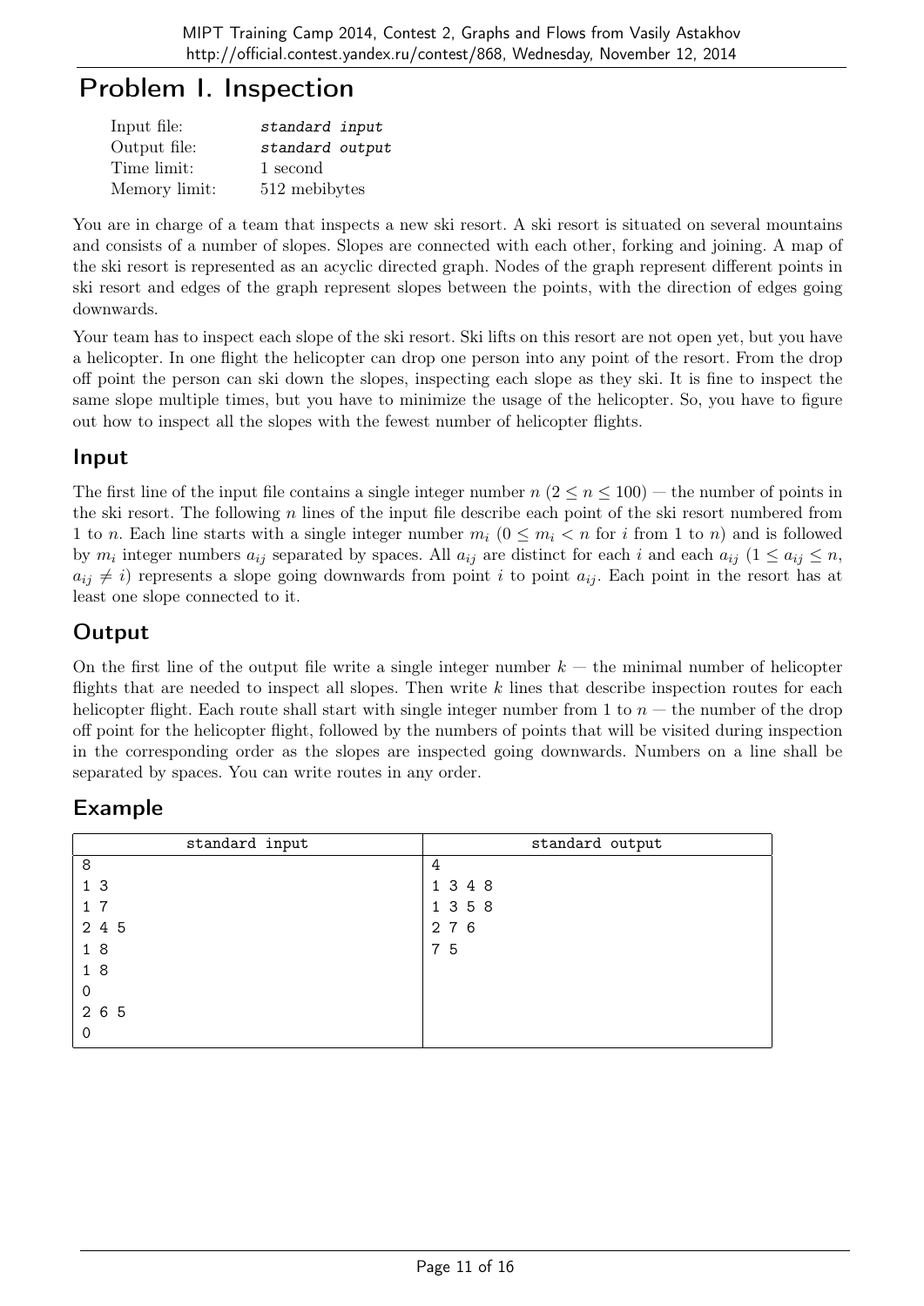# Problem I. Inspection

| | |
|---|---|
| Input file: | *standard input* |
| Output file: | *standard output* |
| Time limit: | 1 second |
| Memory limit: | 512 mebibytes |

You are in charge of a team that inspects a new ski resort. A ski resort is situated on several mountains and consists of a number of slopes. Slopes are connected with each other, forking and joining. A map of the ski resort is represented as an acyclic directed graph. Nodes of the graph represent different points in ski resort and edges of the graph represent slopes between the points, with the direction of edges going downwards.

Your team has to inspect each slope of the ski resort. Ski lifts on this resort are not open yet, but you have a helicopter. In one flight the helicopter can drop one person into any point of the resort. From the drop off point the person can ski down the slopes, inspecting each slope as they ski. It is fine to inspect the same slope multiple times, but you have to minimize the usage of the helicopter. So, you have to figure out how to inspect all the slopes with the fewest number of helicopter flights.

## Input

The first line of the input file contains a single integer number $n$ ($2 \leq n \leq 100$) — the number of points in the ski resort. The following $n$ lines of the input file describe each point of the ski resort numbered from 1 to $n$. Each line starts with a single integer number $m_i$ ($0 \leq m_i < n$ for $i$ from 1 to $n$) and is followed by $m_i$ integer numbers $a_{ij}$ separated by spaces. All $a_{ij}$ are distinct for each $i$ and each $a_{ij}$ ($1 \leq a_{ij} \leq n$, $a_{ij} \neq i$) represents a slope going downwards from point $i$ to point $a_{ij}$. Each point in the resort has at least one slope connected to it.

## Output

On the first line of the output file write a single integer number $k$ — the minimal number of helicopter flights that are needed to inspect all slopes. Then write $k$ lines that describe inspection routes for each helicopter flight. Each route shall start with single integer number from 1 to $n$ — the number of the drop off point for the helicopter flight, followed by the numbers of points that will be visited during inspection in the corresponding order as the slopes are inspected going downwards. Numbers on a line shall be separated by spaces. You can write routes in any order.

## Example

| standard input | standard output |
|---|---|
| 8<br>1 3<br>1 7<br>2 4 5<br>1 8<br>1 8<br>0<br>2 6 5<br>0 | 4<br>1 3 4 8<br>1 3 5 8<br>2 7 6<br>7 5 |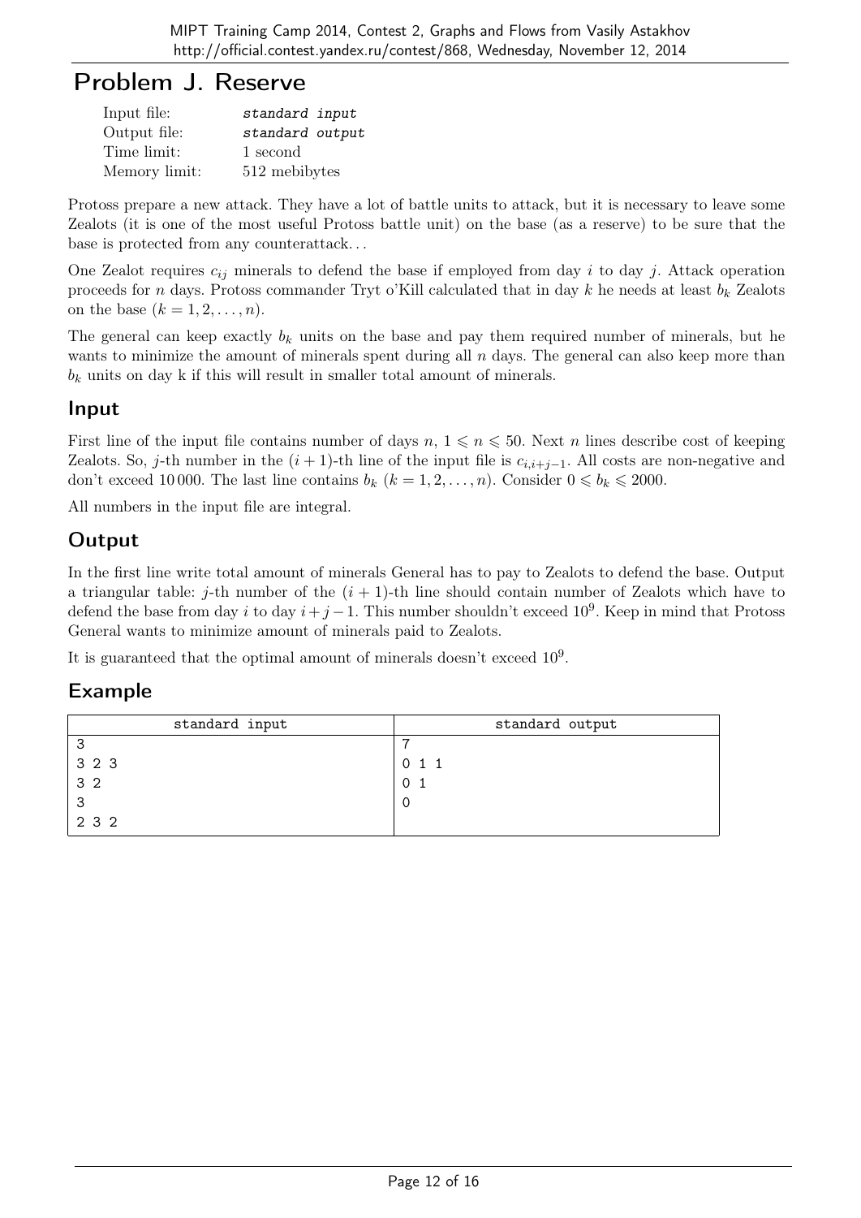# Problem J. Reserve

| | |
|---|---|
| Input file: | *standard input* |
| Output file: | *standard output* |
| Time limit: | 1 second |
| Memory limit: | 512 mebibytes |

Protoss prepare a new attack. They have a lot of battle units to attack, but it is necessary to leave some Zealots (it is one of the most useful Protoss battle unit) on the base (as a reserve) to be sure that the base is protected from any counterattack...

One Zealot requires $c_{ij}$ minerals to defend the base if employed from day $i$ to day $j$. Attack operation proceeds for $n$ days. Protoss commander Tryt o'Kill calculated that in day $k$ he needs at least $b_k$ Zealots on the base ($k = 1, 2, \ldots, n$).

The general can keep exactly $b_k$ units on the base and pay them required number of minerals, but he wants to minimize the amount of minerals spent during all $n$ days. The general can also keep more than $b_k$ units on day k if this will result in smaller total amount of minerals.

## Input

First line of the input file contains number of days $n$, $1 \leqslant n \leqslant 50$. Next $n$ lines describe cost of keeping Zealots. So, $j$-th number in the $(i+1)$-th line of the input file is $c_{i,i+j-1}$. All costs are non-negative and don't exceed 10 000. The last line contains $b_k$ ($k = 1, 2, \ldots, n$). Consider $0 \leqslant b_k \leqslant 2000$.

All numbers in the input file are integral.

## Output

In the first line write total amount of minerals General has to pay to Zealots to defend the base. Output a triangular table: $j$-th number of the $(i+1)$-th line should contain number of Zealots which have to defend the base from day $i$ to day $i+j-1$. This number shouldn't exceed $10^9$. Keep in mind that Protoss General wants to minimize amount of minerals paid to Zealots.

It is guaranteed that the optimal amount of minerals doesn't exceed $10^9$.

## Example

| standard input | standard output |
|---|---|
| 3<br>3 2 3<br>3 2<br>3<br>2 3 2 | 7<br>0 1 1<br>0 1<br>0 |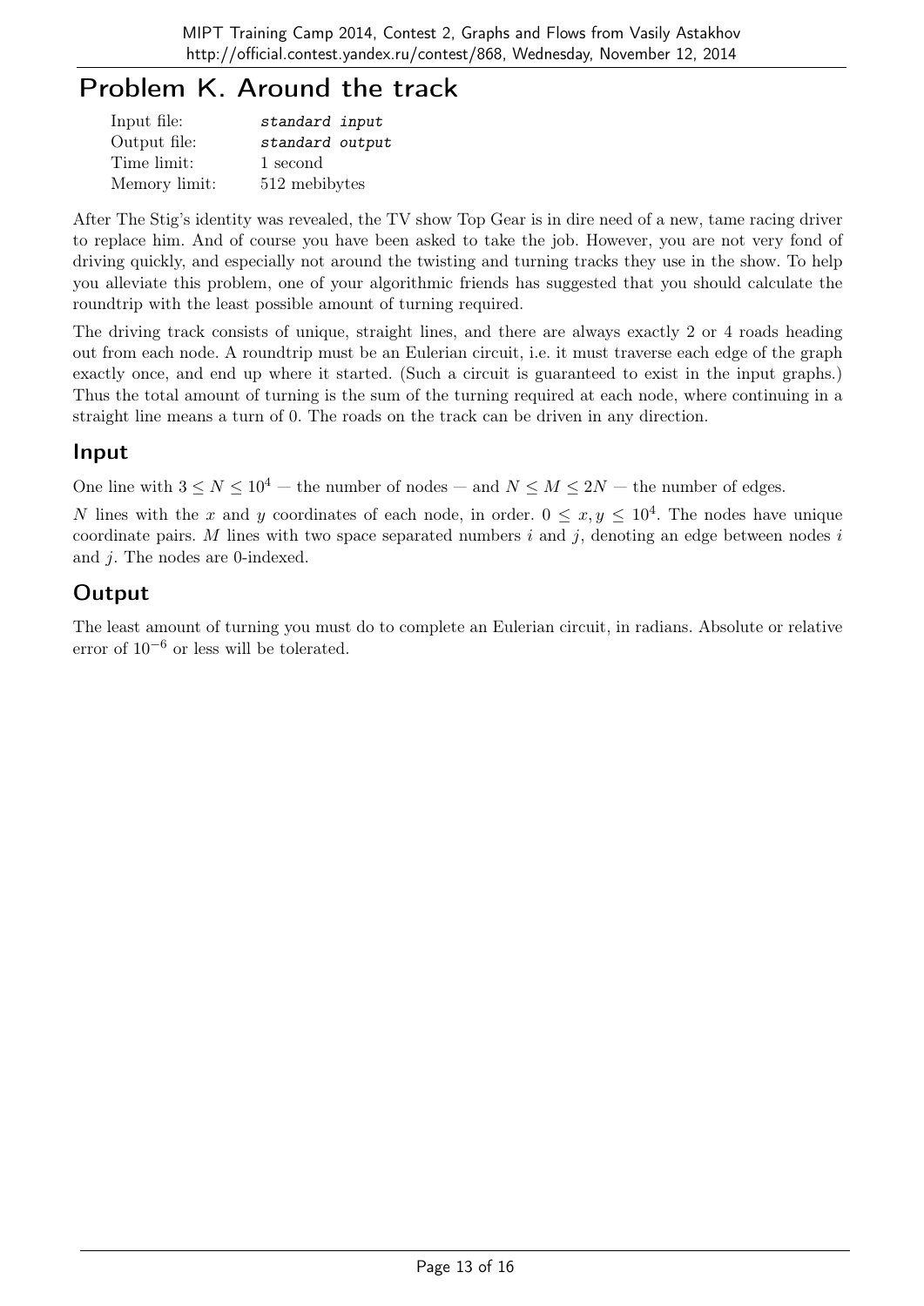# Problem K. Around the track

| | |
|---|---|
| Input file: | *standard input* |
| Output file: | *standard output* |
| Time limit: | 1 second |
| Memory limit: | 512 mebibytes |

After The Stig's identity was revealed, the TV show Top Gear is in dire need of a new, tame racing driver to replace him. And of course you have been asked to take the job. However, you are not very fond of driving quickly, and especially not around the twisting and turning tracks they use in the show. To help you alleviate this problem, one of your algorithmic friends has suggested that you should calculate the roundtrip with the least possible amount of turning required.

The driving track consists of unique, straight lines, and there are always exactly 2 or 4 roads heading out from each node. A roundtrip must be an Eulerian circuit, i.e. it must traverse each edge of the graph exactly once, and end up where it started. (Such a circuit is guaranteed to exist in the input graphs.) Thus the total amount of turning is the sum of the turning required at each node, where continuing in a straight line means a turn of 0. The roads on the track can be driven in any direction.

## Input

One line with $3 \leq N \leq 10^4$ — the number of nodes — and $N \leq M \leq 2N$ — the number of edges.

$N$ lines with the $x$ and $y$ coordinates of each node, in order. $0 \leq x, y \leq 10^4$. The nodes have unique coordinate pairs. $M$ lines with two space separated numbers $i$ and $j$, denoting an edge between nodes $i$ and $j$. The nodes are 0-indexed.

## Output

The least amount of turning you must do to complete an Eulerian circuit, in radians. Absolute or relative error of $10^{-6}$ or less will be tolerated.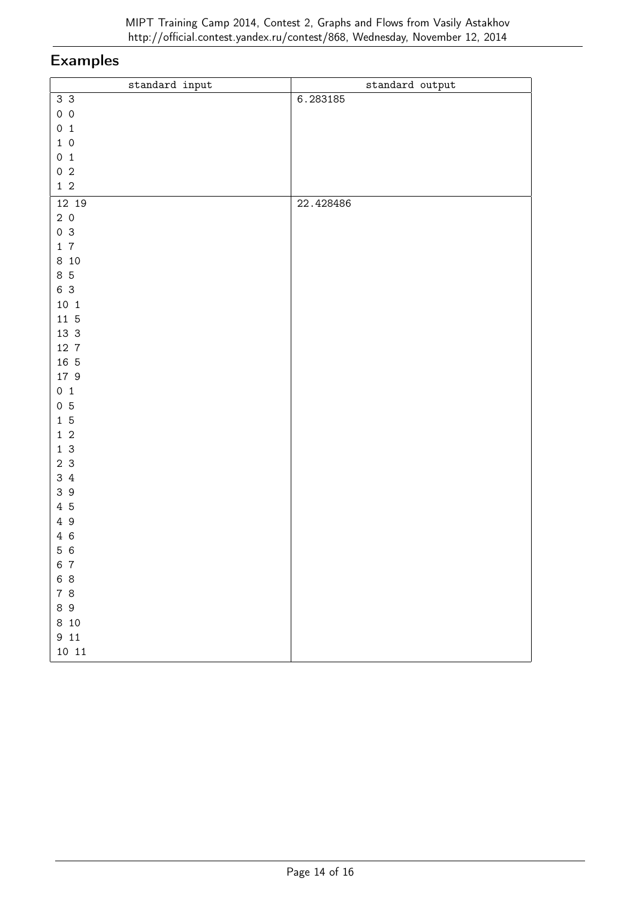## Examples

| standard input | standard output |
|---|---|
| 3 3<br>0 0<br>0 1<br>1 0<br>0 1<br>0 2<br>1 2 | 6.283185 |
| 12 19<br>2 0<br>0 3<br>1 7<br>8 10<br>8 5<br>6 3<br>10 1<br>11 5<br>13 3<br>12 7<br>16 5<br>17 9<br>0 1<br>0 5<br>1 5<br>1 2<br>1 3<br>2 3<br>3 4<br>3 9<br>4 5<br>4 9<br>4 6<br>5 6<br>6 7<br>6 8<br>7 8<br>8 9<br>8 10<br>9 11<br>10 11 | 22.428486 |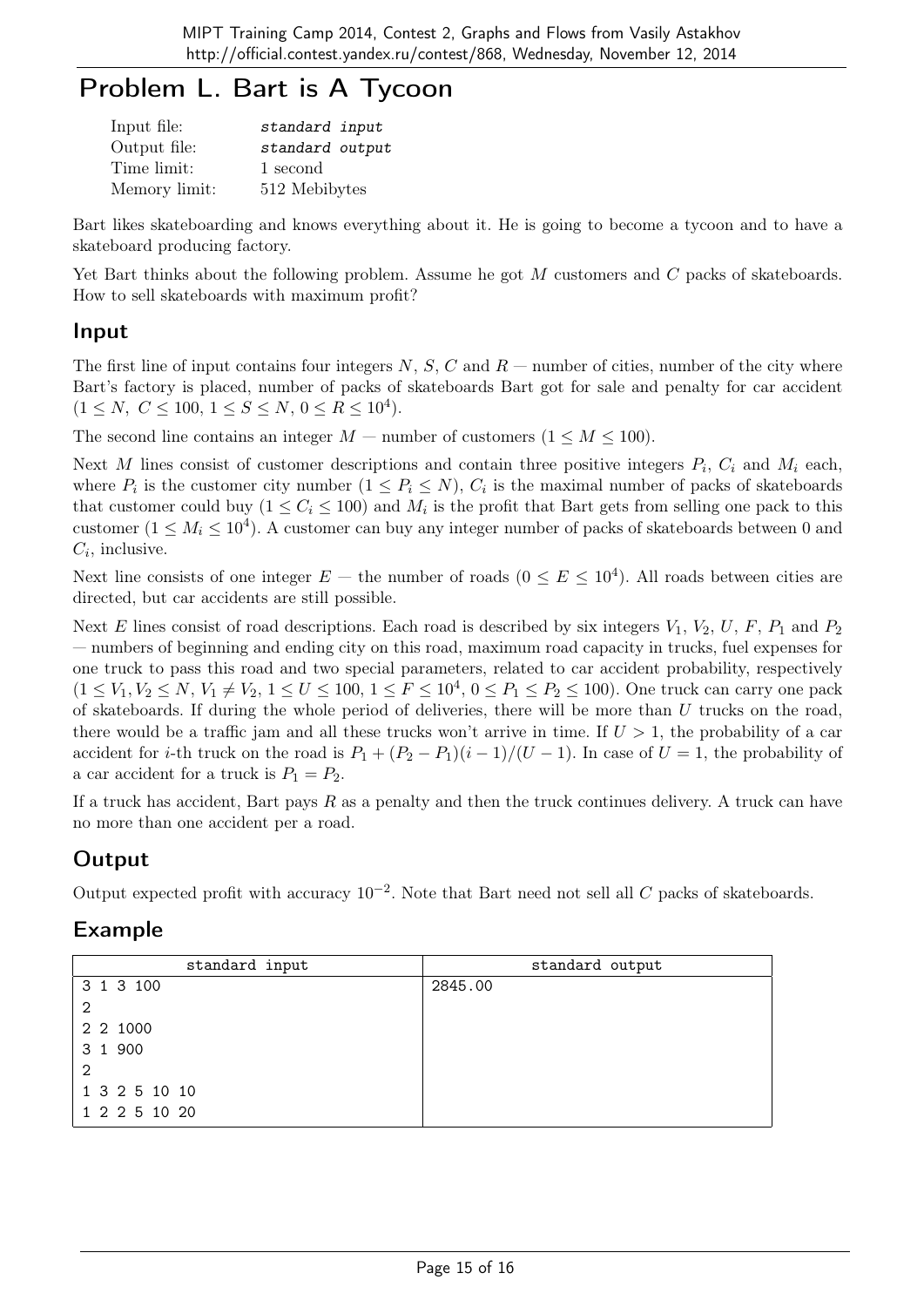# Problem L. Bart is A Tycoon

| | |
|---|---|
| Input file: | *standard input* |
| Output file: | *standard output* |
| Time limit: | 1 second |
| Memory limit: | 512 Mebibytes |

Bart likes skateboarding and knows everything about it. He is going to become a tycoon and to have a skateboard producing factory.

Yet Bart thinks about the following problem. Assume he got $M$ customers and $C$ packs of skateboards. How to sell skateboards with maximum profit?

## Input

The first line of input contains four integers $N$, $S$, $C$ and $R$ — number of cities, number of the city where Bart's factory is placed, number of packs of skateboards Bart got for sale and penalty for car accident ($1 \le N,\ C \le 100$, $1 \le S \le N$, $0 \le R \le 10^4$).

The second line contains an integer $M$ — number of customers ($1 \le M \le 100$).

Next $M$ lines consist of customer descriptions and contain three positive integers $P_i$, $C_i$ and $M_i$ each, where $P_i$ is the customer city number ($1 \le P_i \le N$), $C_i$ is the maximal number of packs of skateboards that customer could buy ($1 \le C_i \le 100$) and $M_i$ is the profit that Bart gets from selling one pack to this customer ($1 \le M_i \le 10^4$). A customer can buy any integer number of packs of skateboards between 0 and $C_i$, inclusive.

Next line consists of one integer $E$ — the number of roads ($0 \le E \le 10^4$). All roads between cities are directed, but car accidents are still possible.

Next $E$ lines consist of road descriptions. Each road is described by six integers $V_1$, $V_2$, $U$, $F$, $P_1$ and $P_2$ — numbers of beginning and ending city on this road, maximum road capacity in trucks, fuel expenses for one truck to pass this road and two special parameters, related to car accident probability, respectively ($1 \le V_1, V_2 \le N$, $V_1 \ne V_2$, $1 \le U \le 100$, $1 \le F \le 10^4$, $0 \le P_1 \le P_2 \le 100$). One truck can carry one pack of skateboards. If during the whole period of deliveries, there will be more than $U$ trucks on the road, there would be a traffic jam and all these trucks won't arrive in time. If $U > 1$, the probability of a car accident for $i$-th truck on the road is $P_1 + (P_2 - P_1)(i-1)/(U-1)$. In case of $U = 1$, the probability of a car accident for a truck is $P_1 = P_2$.

If a truck has accident, Bart pays $R$ as a penalty and then the truck continues delivery. A truck can have no more than one accident per a road.

## Output

Output expected profit with accuracy $10^{-2}$. Note that Bart need not sell all $C$ packs of skateboards.

## Example

| standard input | standard output |
|---|---|
| 3 1 3 100<br>2<br>2 2 1000<br>3 1 900<br>2<br>1 3 2 5 10 10<br>1 2 2 5 10 20 | 2845.00 |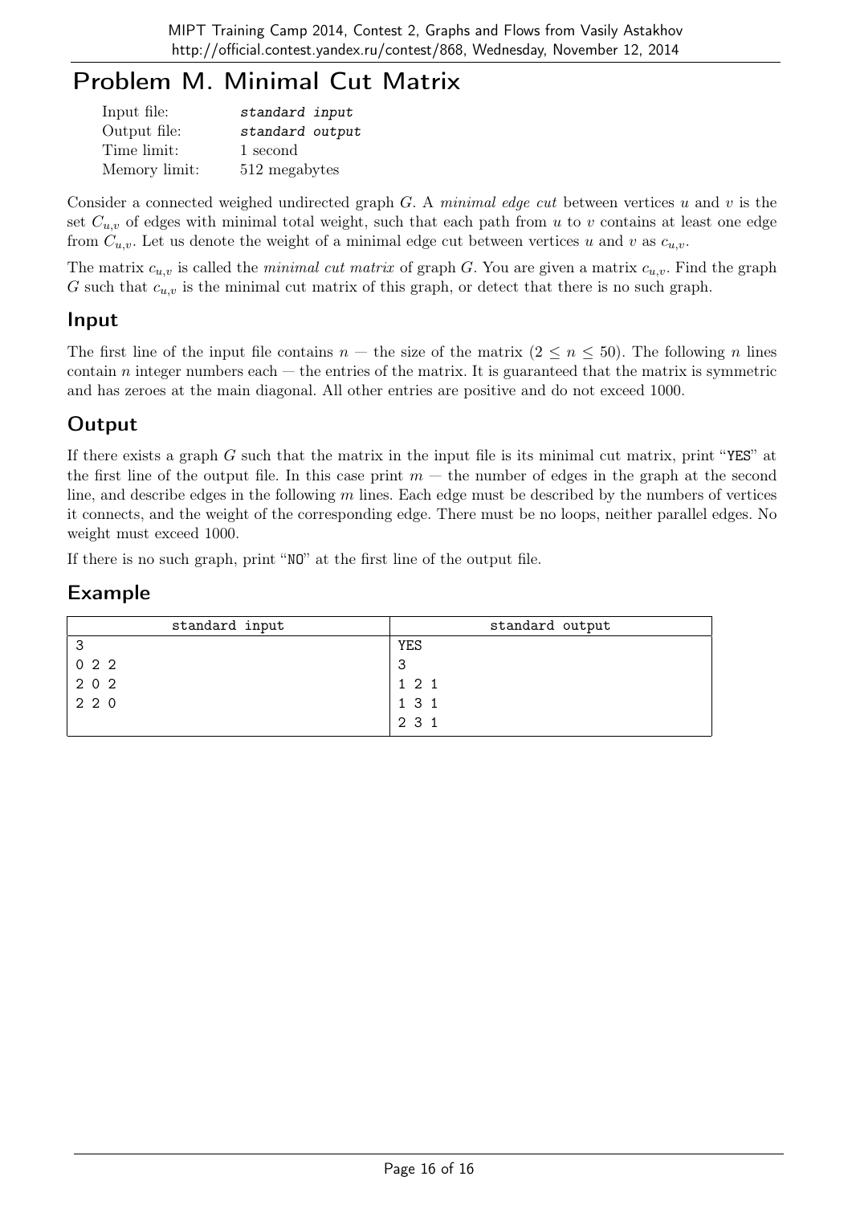# Problem M. Minimal Cut Matrix

| | |
|---|---|
| Input file: | *standard input* |
| Output file: | *standard output* |
| Time limit: | 1 second |
| Memory limit: | 512 megabytes |

Consider a connected weighed undirected graph $G$. A *minimal edge cut* between vertices $u$ and $v$ is the set $C_{u,v}$ of edges with minimal total weight, such that each path from $u$ to $v$ contains at least one edge from $C_{u,v}$. Let us denote the weight of a minimal edge cut between vertices $u$ and $v$ as $c_{u,v}$.

The matrix $c_{u,v}$ is called the *minimal cut matrix* of graph $G$. You are given a matrix $c_{u,v}$. Find the graph $G$ such that $c_{u,v}$ is the minimal cut matrix of this graph, or detect that there is no such graph.

## Input

The first line of the input file contains $n$ — the size of the matrix ($2 \le n \le 50$). The following $n$ lines contain $n$ integer numbers each — the entries of the matrix. It is guaranteed that the matrix is symmetric and has zeroes at the main diagonal. All other entries are positive and do not exceed 1000.

## Output

If there exists a graph $G$ such that the matrix in the input file is its minimal cut matrix, print "YES" at the first line of the output file. In this case print $m$ — the number of edges in the graph at the second line, and describe edges in the following $m$ lines. Each edge must be described by the numbers of vertices it connects, and the weight of the corresponding edge. There must be no loops, neither parallel edges. No weight must exceed 1000.

If there is no such graph, print "NO" at the first line of the output file.

## Example

| standard input | standard output |
|---|---|
| 3<br>0 2 2<br>2 0 2<br>2 2 0 | YES<br>3<br>1 2 1<br>1 3 1<br>2 3 1 |